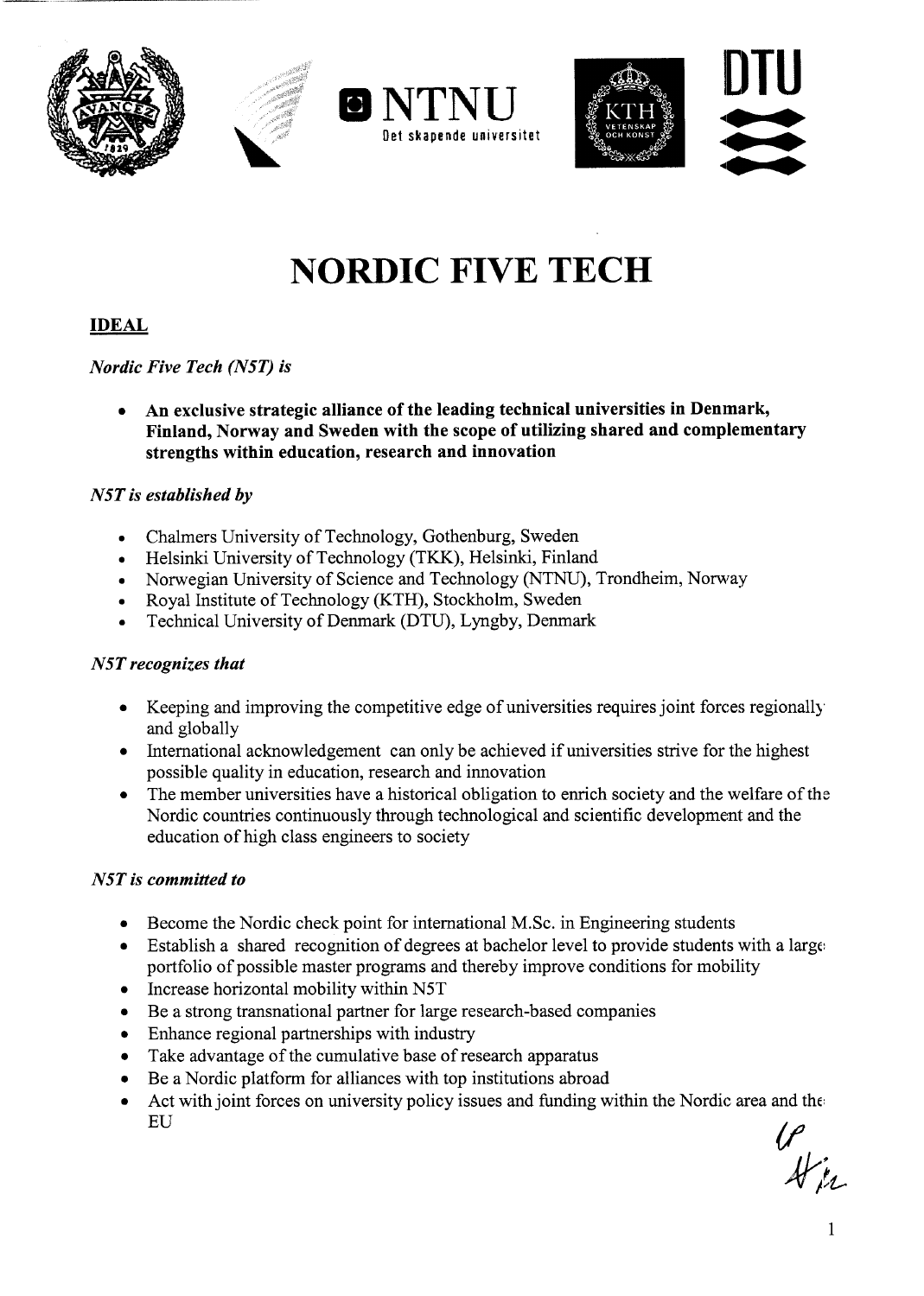NTNU
Det skapende universitet

KTH
VETENSKAP OCH KONST

DTU

# NORDIC FIVE TECH

## IDEAL

*Nordic Five Tech (N5T) is*

- **An exclusive strategic alliance of the leading technical universities in Denmark, Finland, Norway and Sweden with the scope of utilizing shared and complementary strengths within education, research and innovation**

*N5T is established by*

- Chalmers University of Technology, Gothenburg, Sweden
- Helsinki University of Technology (TKK), Helsinki, Finland
- Norwegian University of Science and Technology (NTNU), Trondheim, Norway
- Royal Institute of Technology (KTH), Stockholm, Sweden
- Technical University of Denmark (DTU), Lyngby, Denmark

*N5T recognizes that*

- Keeping and improving the competitive edge of universities requires joint forces regionally and globally
- International acknowledgement can only be achieved if universities strive for the highest possible quality in education, research and innovation
- The member universities have a historical obligation to enrich society and the welfare of the Nordic countries continuously through technological and scientific development and the education of high class engineers to society

*N5T is committed to*

- Become the Nordic check point for international M.Sc. in Engineering students
- Establish a shared recognition of degrees at bachelor level to provide students with a larger portfolio of possible master programs and thereby improve conditions for mobility
- Increase horizontal mobility within N5T
- Be a strong transnational partner for large research-based companies
- Enhance regional partnerships with industry
- Take advantage of the cumulative base of research apparatus
- Be a Nordic platform for alliances with top institutions abroad
- Act with joint forces on university policy issues and funding within the Nordic area and the EU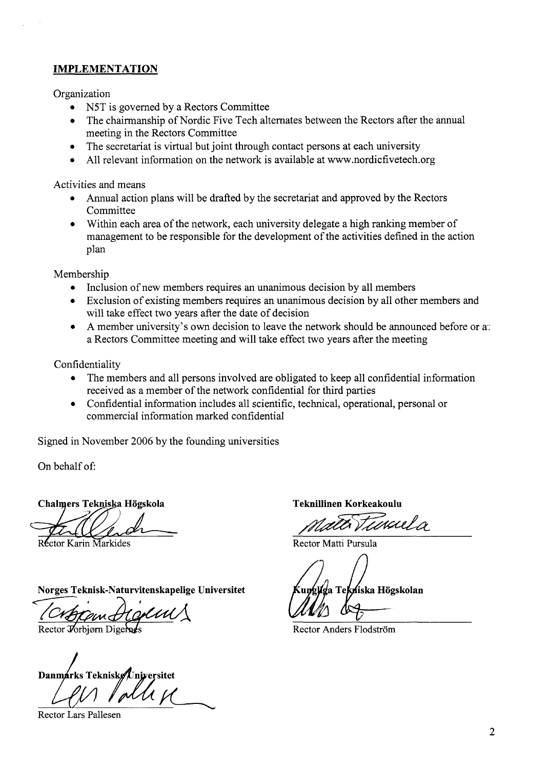## IMPLEMENTATION

Organization

- N5T is governed by a Rectors Committee
- The chairmanship of Nordic Five Tech alternates between the Rectors after the annual meeting in the Rectors Committee
- The secretariat is virtual but joint through contact persons at each university
- All relevant information on the network is available at www.nordicfivetech.org

Activities and means

- Annual action plans will be drafted by the secretariat and approved by the Rectors Committee
- Within each area of the network, each university delegate a high ranking member of management to be responsible for the development of the activities defined in the action plan

Membership

- Inclusion of new members requires an unanimous decision by all members
- Exclusion of existing members requires an unanimous decision by all other members and will take effect two years after the date of decision
- A member university's own decision to leave the network should be announced before or a: a Rectors Committee meeting and will take effect two years after the meeting

Confidentiality

- The members and all persons involved are obligated to keep all confidential information received as a member of the network confidential for third parties
- Confidential information includes all scientific, technical, operational, personal or commercial information marked confidential

Signed in November 2006 by the founding universities

On behalf of:

**Chalmers Tekniska Högskola**

Rector Karin Markides

**Teknillinen Korkeakoulu**

Rector Matti Pursula

**Norges Teknisk-Naturvitenskapelige Universitet**

Rector Torbjørn Digernes

**Kungliga Tekniska Högskolan**

Rector Anders Flodström

**Danmarks Tekniske Universitet**

Rector Lars Pallesen